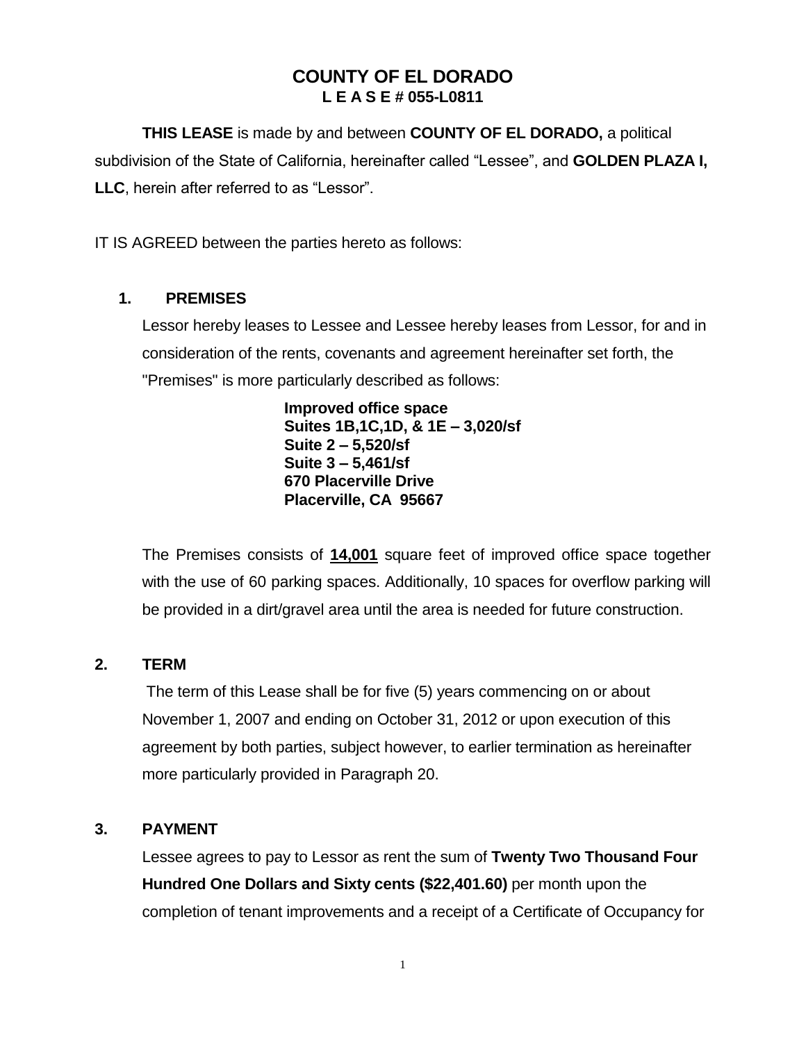# COUNTY OF EL DORADO

## L E A S E # 055-L0811

**THIS LEASE** is made by and between **COUNTY OF EL DORADO,** a political subdivision of the State of California, hereinafter called "Lessee", and **GOLDEN PLAZA I, LLC**, herein after referred to as "Lessor".

IT IS AGREED between the parties hereto as follows:

### 1. PREMISES

Lessor hereby leases to Lessee and Lessee hereby leases from Lessor, for and in consideration of the rents, covenants and agreement hereinafter set forth, the "Premises" is more particularly described as follows:

**Improved office space**
**Suites 1B,1C,1D, & 1E – 3,020/sf**
**Suite 2 – 5,520/sf**
**Suite 3 – 5,461/sf**
**670 Placerville Drive**
**Placerville, CA 95667**

The Premises consists of **14,001** square feet of improved office space together with the use of 60 parking spaces. Additionally, 10 spaces for overflow parking will be provided in a dirt/gravel area until the area is needed for future construction.

### 2. TERM

The term of this Lease shall be for five (5) years commencing on or about November 1, 2007 and ending on October 31, 2012 or upon execution of this agreement by both parties, subject however, to earlier termination as hereinafter more particularly provided in Paragraph 20.

### 3. PAYMENT

Lessee agrees to pay to Lessor as rent the sum of **Twenty Two Thousand Four Hundred One Dollars and Sixty cents ($22,401.60)** per month upon the completion of tenant improvements and a receipt of a Certificate of Occupancy for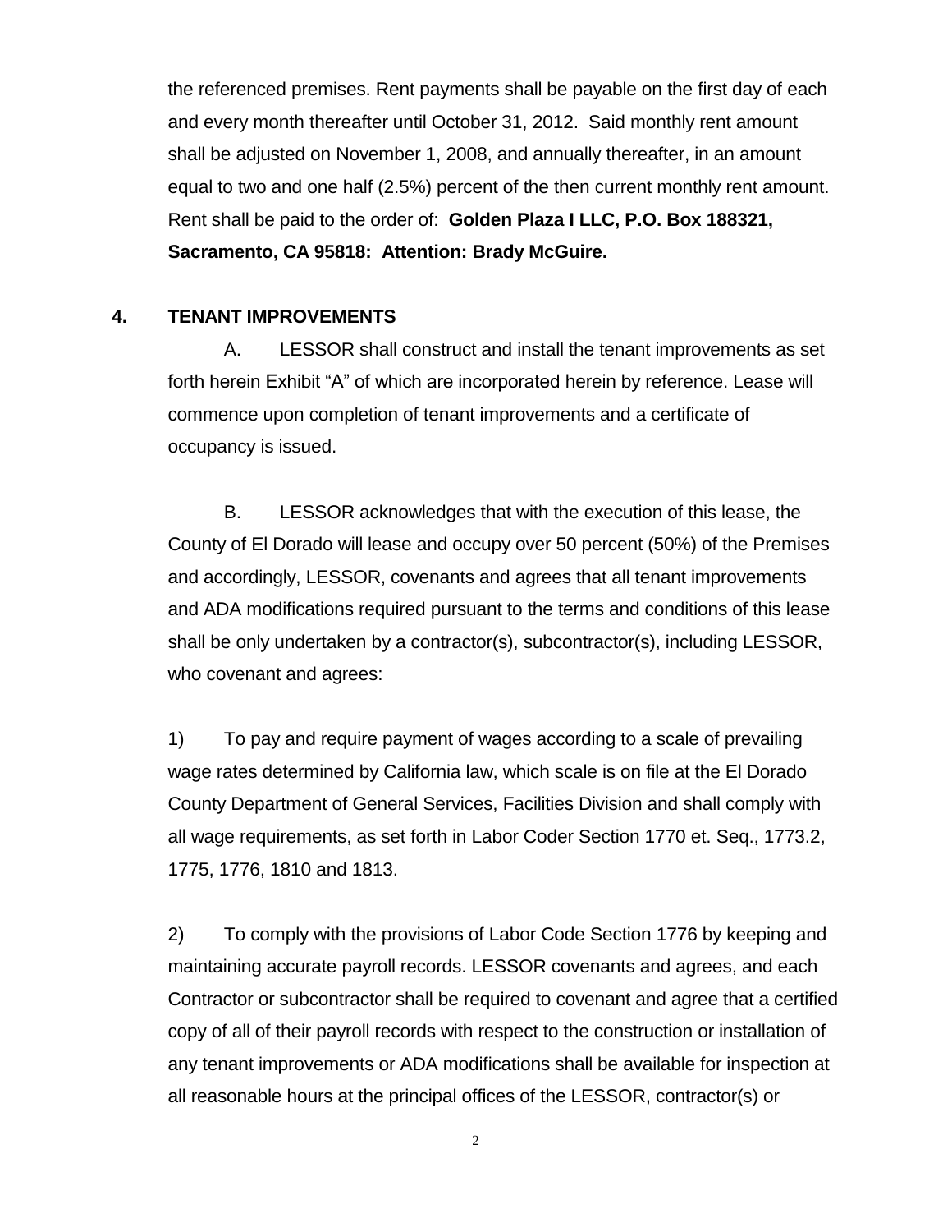the referenced premises. Rent payments shall be payable on the first day of each and every month thereafter until October 31, 2012. Said monthly rent amount shall be adjusted on November 1, 2008, and annually thereafter, in an amount equal to two and one half (2.5%) percent of the then current monthly rent amount. Rent shall be paid to the order of: **Golden Plaza I LLC, P.O. Box 188321, Sacramento, CA 95818: Attention: Brady McGuire.**

## 4. TENANT IMPROVEMENTS

A. LESSOR shall construct and install the tenant improvements as set forth herein Exhibit "A" of which are incorporated herein by reference. Lease will commence upon completion of tenant improvements and a certificate of occupancy is issued.

B. LESSOR acknowledges that with the execution of this lease, the County of El Dorado will lease and occupy over 50 percent (50%) of the Premises and accordingly, LESSOR, covenants and agrees that all tenant improvements and ADA modifications required pursuant to the terms and conditions of this lease shall be only undertaken by a contractor(s), subcontractor(s), including LESSOR, who covenant and agrees:

1) To pay and require payment of wages according to a scale of prevailing wage rates determined by California law, which scale is on file at the El Dorado County Department of General Services, Facilities Division and shall comply with all wage requirements, as set forth in Labor Coder Section 1770 et. Seq., 1773.2, 1775, 1776, 1810 and 1813.

2) To comply with the provisions of Labor Code Section 1776 by keeping and maintaining accurate payroll records. LESSOR covenants and agrees, and each Contractor or subcontractor shall be required to covenant and agree that a certified copy of all of their payroll records with respect to the construction or installation of any tenant improvements or ADA modifications shall be available for inspection at all reasonable hours at the principal offices of the LESSOR, contractor(s) or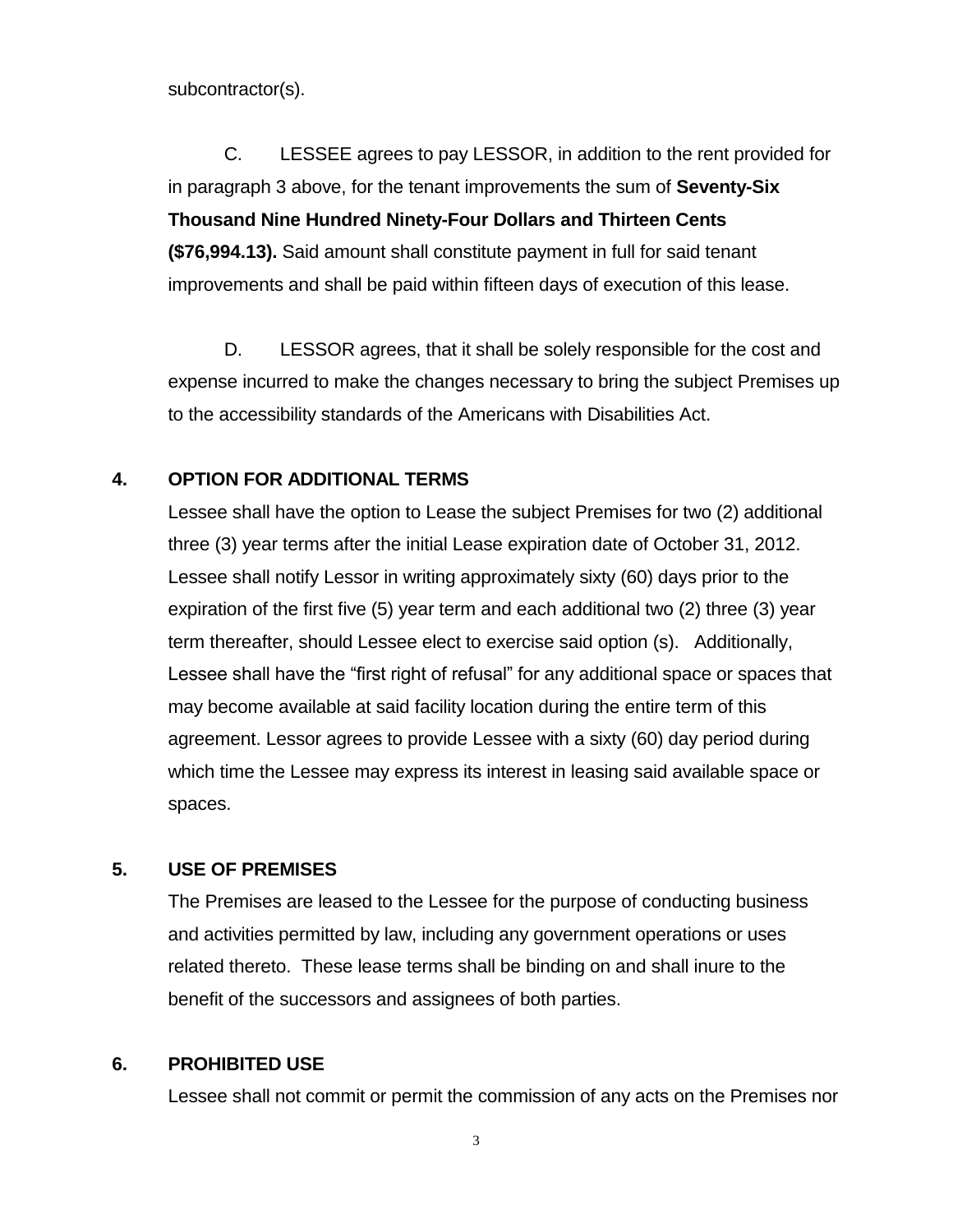subcontractor(s).

C. LESSEE agrees to pay LESSOR, in addition to the rent provided for in paragraph 3 above, for the tenant improvements the sum of **Seventy-Six Thousand Nine Hundred Ninety-Four Dollars and Thirteen Cents ($76,994.13).** Said amount shall constitute payment in full for said tenant improvements and shall be paid within fifteen days of execution of this lease.

D. LESSOR agrees, that it shall be solely responsible for the cost and expense incurred to make the changes necessary to bring the subject Premises up to the accessibility standards of the Americans with Disabilities Act.

## 4. OPTION FOR ADDITIONAL TERMS

Lessee shall have the option to Lease the subject Premises for two (2) additional three (3) year terms after the initial Lease expiration date of October 31, 2012. Lessee shall notify Lessor in writing approximately sixty (60) days prior to the expiration of the first five (5) year term and each additional two (2) three (3) year term thereafter, should Lessee elect to exercise said option (s). Additionally, Lessee shall have the "first right of refusal" for any additional space or spaces that may become available at said facility location during the entire term of this agreement. Lessor agrees to provide Lessee with a sixty (60) day period during which time the Lessee may express its interest in leasing said available space or spaces.

## 5. USE OF PREMISES

The Premises are leased to the Lessee for the purpose of conducting business and activities permitted by law, including any government operations or uses related thereto. These lease terms shall be binding on and shall inure to the benefit of the successors and assignees of both parties.

## 6. PROHIBITED USE

Lessee shall not commit or permit the commission of any acts on the Premises nor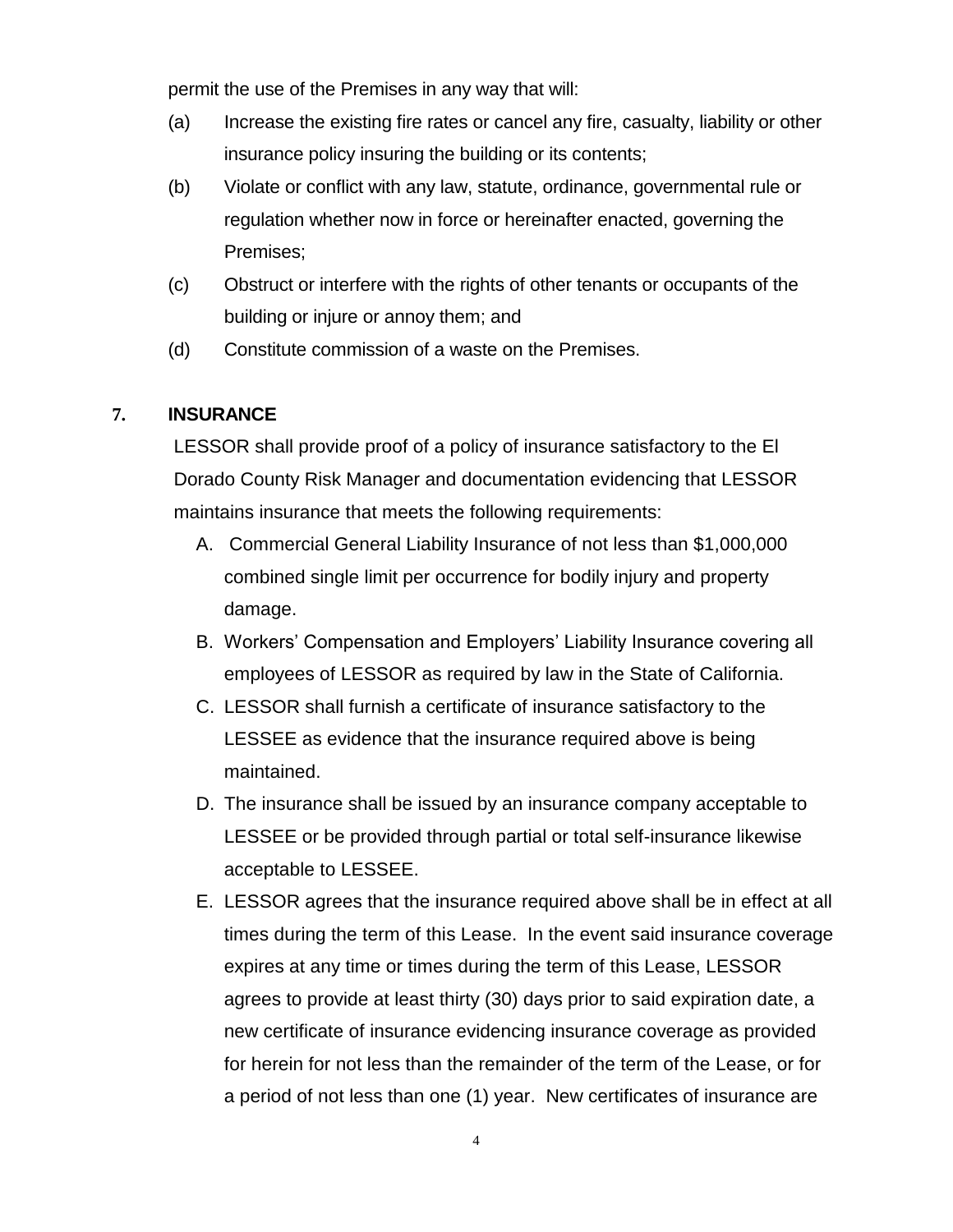permit the use of the Premises in any way that will:

(a) Increase the existing fire rates or cancel any fire, casualty, liability or other insurance policy insuring the building or its contents;

(b) Violate or conflict with any law, statute, ordinance, governmental rule or regulation whether now in force or hereinafter enacted, governing the Premises;

(c) Obstruct or interfere with the rights of other tenants or occupants of the building or injure or annoy them; and

(d) Constitute commission of a waste on the Premises.

## 7. INSURANCE

LESSOR shall provide proof of a policy of insurance satisfactory to the El Dorado County Risk Manager and documentation evidencing that LESSOR maintains insurance that meets the following requirements:

A. Commercial General Liability Insurance of not less than $1,000,000 combined single limit per occurrence for bodily injury and property damage.

B. Workers' Compensation and Employers' Liability Insurance covering all employees of LESSOR as required by law in the State of California.

C. LESSOR shall furnish a certificate of insurance satisfactory to the LESSEE as evidence that the insurance required above is being maintained.

D. The insurance shall be issued by an insurance company acceptable to LESSEE or be provided through partial or total self-insurance likewise acceptable to LESSEE.

E. LESSOR agrees that the insurance required above shall be in effect at all times during the term of this Lease. In the event said insurance coverage expires at any time or times during the term of this Lease, LESSOR agrees to provide at least thirty (30) days prior to said expiration date, a new certificate of insurance evidencing insurance coverage as provided for herein for not less than the remainder of the term of the Lease, or for a period of not less than one (1) year. New certificates of insurance are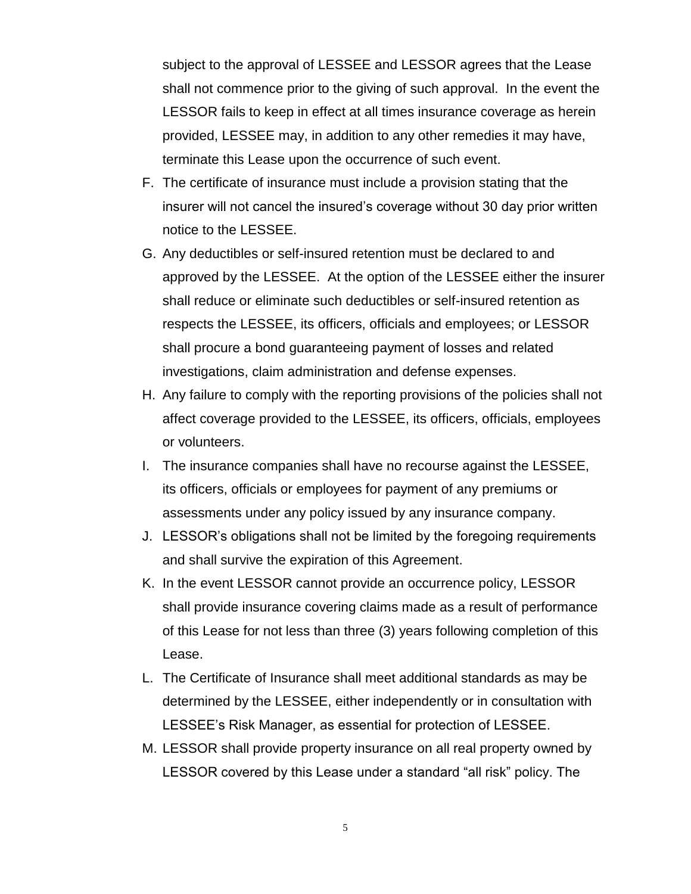subject to the approval of LESSEE and LESSOR agrees that the Lease shall not commence prior to the giving of such approval.  In the event the LESSOR fails to keep in effect at all times insurance coverage as herein provided, LESSEE may, in addition to any other remedies it may have, terminate this Lease upon the occurrence of such event.

F. The certificate of insurance must include a provision stating that the insurer will not cancel the insured's coverage without 30 day prior written notice to the LESSEE.

G. Any deductibles or self-insured retention must be declared to and approved by the LESSEE.  At the option of the LESSEE either the insurer shall reduce or eliminate such deductibles or self-insured retention as respects the LESSEE, its officers, officials and employees; or LESSOR shall procure a bond guaranteeing payment of losses and related investigations, claim administration and defense expenses.

H. Any failure to comply with the reporting provisions of the policies shall not affect coverage provided to the LESSEE, its officers, officials, employees or volunteers.

I. The insurance companies shall have no recourse against the LESSEE, its officers, officials or employees for payment of any premiums or assessments under any policy issued by any insurance company.

J. LESSOR's obligations shall not be limited by the foregoing requirements and shall survive the expiration of this Agreement.

K. In the event LESSOR cannot provide an occurrence policy, LESSOR shall provide insurance covering claims made as a result of performance of this Lease for not less than three (3) years following completion of this Lease.

L. The Certificate of Insurance shall meet additional standards as may be determined by the LESSEE, either independently or in consultation with LESSEE's Risk Manager, as essential for protection of LESSEE.

M. LESSOR shall provide property insurance on all real property owned by LESSOR covered by this Lease under a standard "all risk" policy. The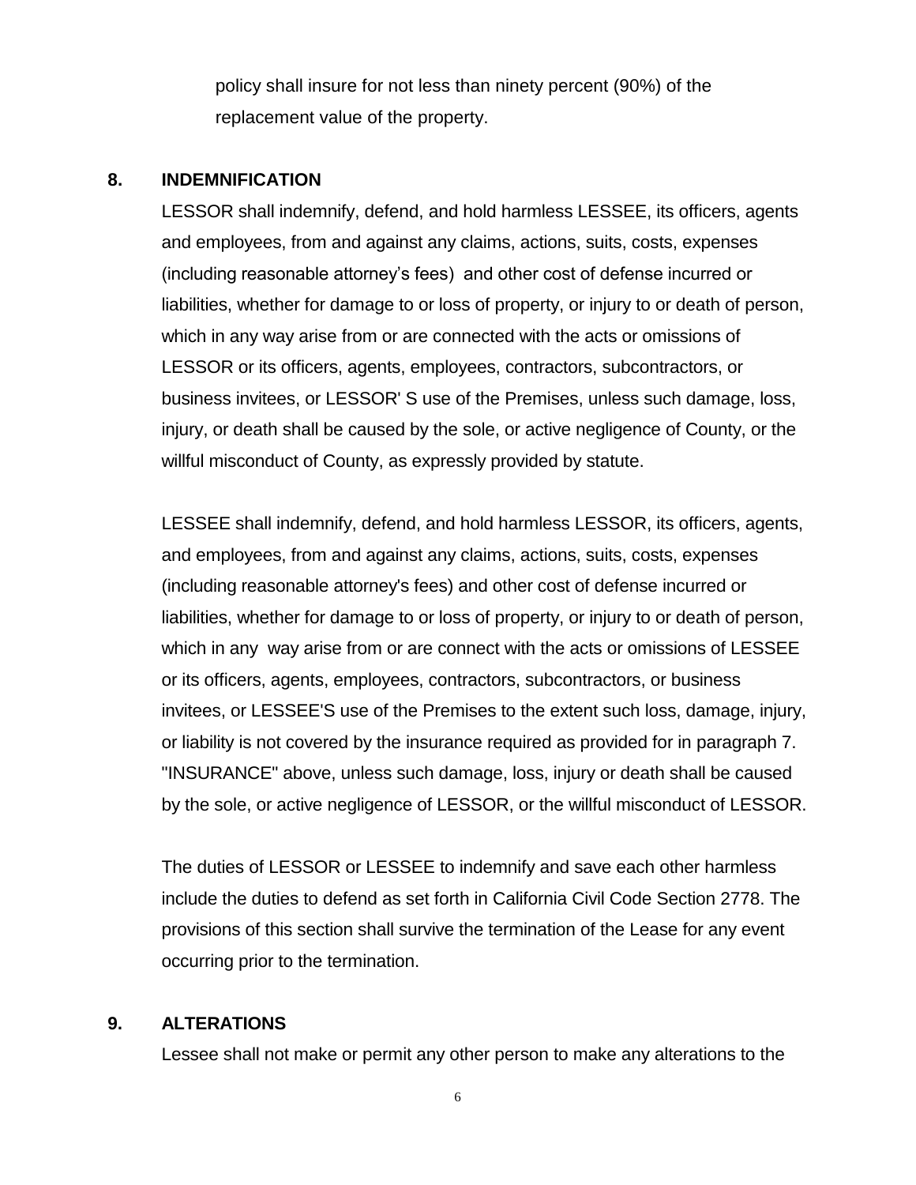policy shall insure for not less than ninety percent (90%) of the replacement value of the property.

## 8. INDEMNIFICATION

LESSOR shall indemnify, defend, and hold harmless LESSEE, its officers, agents and employees, from and against any claims, actions, suits, costs, expenses (including reasonable attorney's fees) and other cost of defense incurred or liabilities, whether for damage to or loss of property, or injury to or death of person, which in any way arise from or are connected with the acts or omissions of LESSOR or its officers, agents, employees, contractors, subcontractors, or business invitees, or LESSOR' S use of the Premises, unless such damage, loss, injury, or death shall be caused by the sole, or active negligence of County, or the willful misconduct of County, as expressly provided by statute.

LESSEE shall indemnify, defend, and hold harmless LESSOR, its officers, agents, and employees, from and against any claims, actions, suits, costs, expenses (including reasonable attorney's fees) and other cost of defense incurred or liabilities, whether for damage to or loss of property, or injury to or death of person, which in any way arise from or are connect with the acts or omissions of LESSEE or its officers, agents, employees, contractors, subcontractors, or business invitees, or LESSEE'S use of the Premises to the extent such loss, damage, injury, or liability is not covered by the insurance required as provided for in paragraph 7. "INSURANCE" above, unless such damage, loss, injury or death shall be caused by the sole, or active negligence of LESSOR, or the willful misconduct of LESSOR.

The duties of LESSOR or LESSEE to indemnify and save each other harmless include the duties to defend as set forth in California Civil Code Section 2778. The provisions of this section shall survive the termination of the Lease for any event occurring prior to the termination.

## 9. ALTERATIONS

Lessee shall not make or permit any other person to make any alterations to the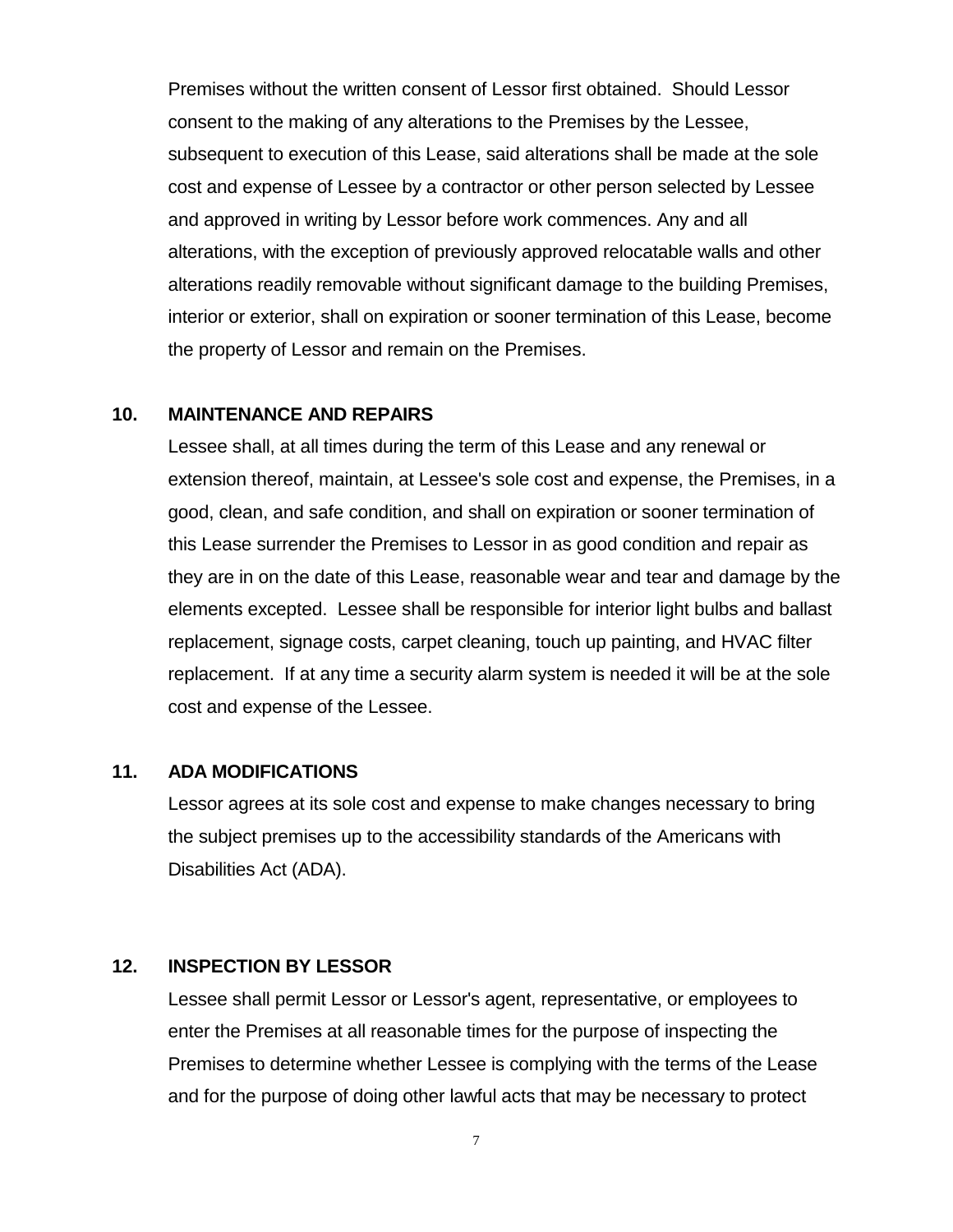Premises without the written consent of Lessor first obtained. Should Lessor consent to the making of any alterations to the Premises by the Lessee, subsequent to execution of this Lease, said alterations shall be made at the sole cost and expense of Lessee by a contractor or other person selected by Lessee and approved in writing by Lessor before work commences. Any and all alterations, with the exception of previously approved relocatable walls and other alterations readily removable without significant damage to the building Premises, interior or exterior, shall on expiration or sooner termination of this Lease, become the property of Lessor and remain on the Premises.

**10. MAINTENANCE AND REPAIRS**

Lessee shall, at all times during the term of this Lease and any renewal or extension thereof, maintain, at Lessee's sole cost and expense, the Premises, in a good, clean, and safe condition, and shall on expiration or sooner termination of this Lease surrender the Premises to Lessor in as good condition and repair as they are in on the date of this Lease, reasonable wear and tear and damage by the elements excepted. Lessee shall be responsible for interior light bulbs and ballast replacement, signage costs, carpet cleaning, touch up painting, and HVAC filter replacement. If at any time a security alarm system is needed it will be at the sole cost and expense of the Lessee.

**11. ADA MODIFICATIONS**

Lessor agrees at its sole cost and expense to make changes necessary to bring the subject premises up to the accessibility standards of the Americans with Disabilities Act (ADA).

**12. INSPECTION BY LESSOR**

Lessee shall permit Lessor or Lessor's agent, representative, or employees to enter the Premises at all reasonable times for the purpose of inspecting the Premises to determine whether Lessee is complying with the terms of the Lease and for the purpose of doing other lawful acts that may be necessary to protect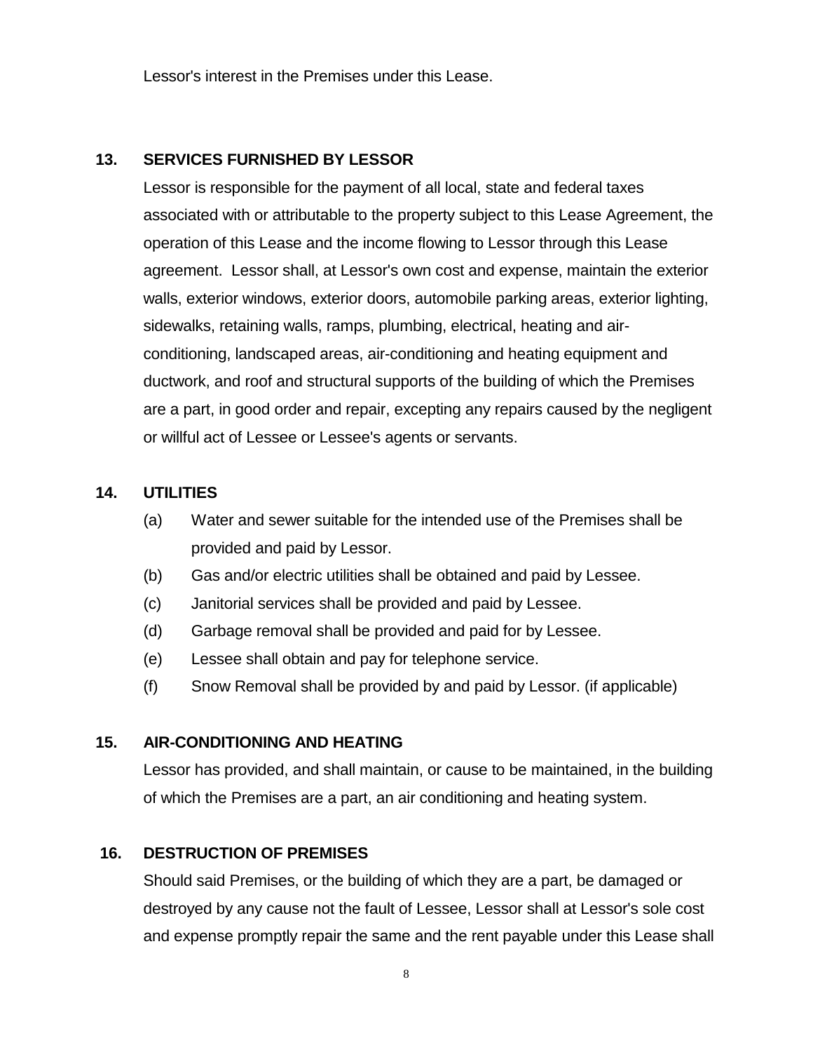Lessor's interest in the Premises under this Lease.

## 13. SERVICES FURNISHED BY LESSOR

Lessor is responsible for the payment of all local, state and federal taxes associated with or attributable to the property subject to this Lease Agreement, the operation of this Lease and the income flowing to Lessor through this Lease agreement. Lessor shall, at Lessor's own cost and expense, maintain the exterior walls, exterior windows, exterior doors, automobile parking areas, exterior lighting, sidewalks, retaining walls, ramps, plumbing, electrical, heating and air-conditioning, landscaped areas, air-conditioning and heating equipment and ductwork, and roof and structural supports of the building of which the Premises are a part, in good order and repair, excepting any repairs caused by the negligent or willful act of Lessee or Lessee's agents or servants.

## 14. UTILITIES

(a) Water and sewer suitable for the intended use of the Premises shall be provided and paid by Lessor.

(b) Gas and/or electric utilities shall be obtained and paid by Lessee.

(c) Janitorial services shall be provided and paid by Lessee.

(d) Garbage removal shall be provided and paid for by Lessee.

(e) Lessee shall obtain and pay for telephone service.

(f) Snow Removal shall be provided by and paid by Lessor. (if applicable)

## 15. AIR-CONDITIONING AND HEATING

Lessor has provided, and shall maintain, or cause to be maintained, in the building of which the Premises are a part, an air conditioning and heating system.

## 16. DESTRUCTION OF PREMISES

Should said Premises, or the building of which they are a part, be damaged or destroyed by any cause not the fault of Lessee, Lessor shall at Lessor's sole cost and expense promptly repair the same and the rent payable under this Lease shall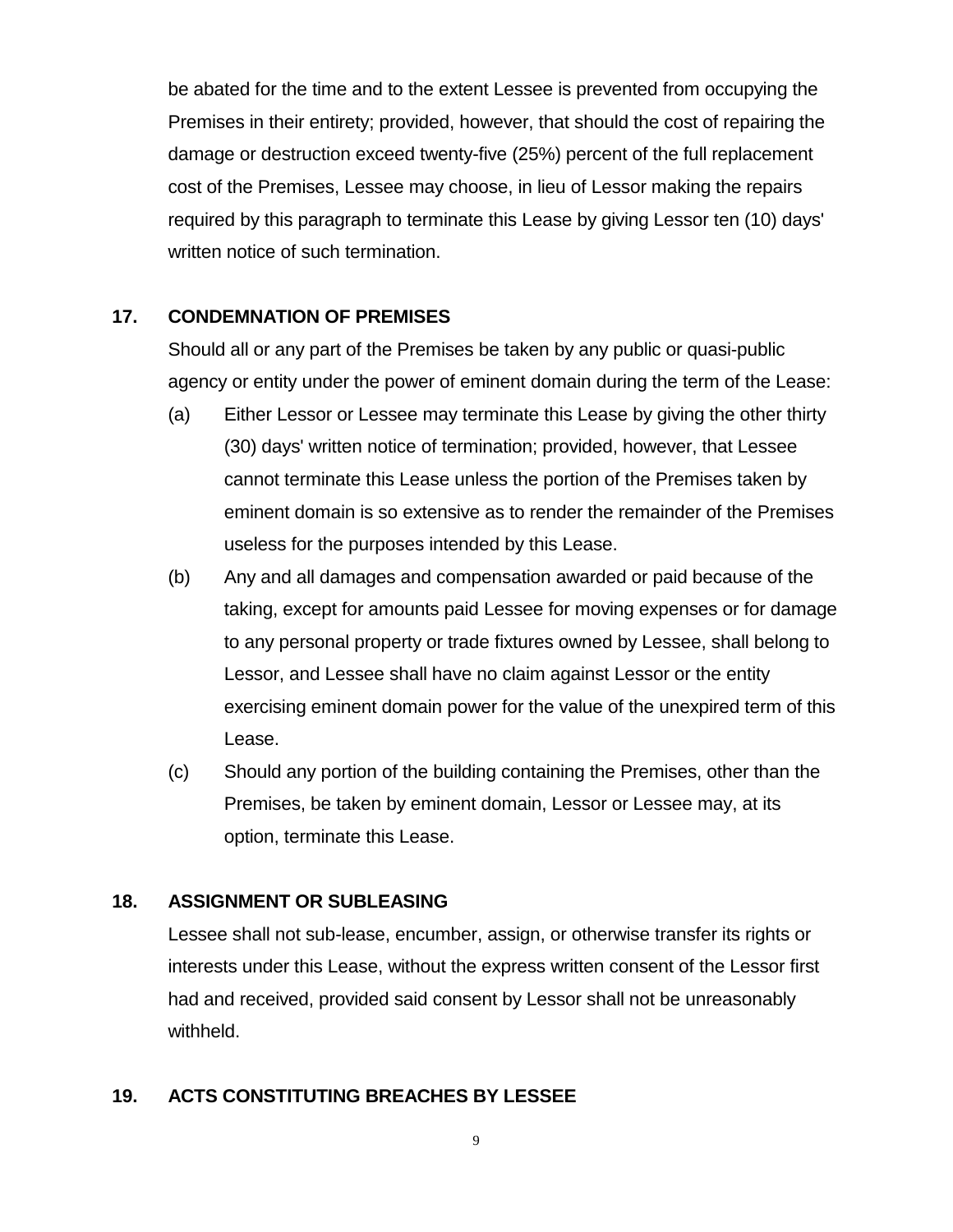be abated for the time and to the extent Lessee is prevented from occupying the Premises in their entirety; provided, however, that should the cost of repairing the damage or destruction exceed twenty-five (25%) percent of the full replacement cost of the Premises, Lessee may choose, in lieu of Lessor making the repairs required by this paragraph to terminate this Lease by giving Lessor ten (10) days' written notice of such termination.

## 17. CONDEMNATION OF PREMISES

Should all or any part of the Premises be taken by any public or quasi-public agency or entity under the power of eminent domain during the term of the Lease:

(a) Either Lessor or Lessee may terminate this Lease by giving the other thirty (30) days' written notice of termination; provided, however, that Lessee cannot terminate this Lease unless the portion of the Premises taken by eminent domain is so extensive as to render the remainder of the Premises useless for the purposes intended by this Lease.

(b) Any and all damages and compensation awarded or paid because of the taking, except for amounts paid Lessee for moving expenses or for damage to any personal property or trade fixtures owned by Lessee, shall belong to Lessor, and Lessee shall have no claim against Lessor or the entity exercising eminent domain power for the value of the unexpired term of this Lease.

(c) Should any portion of the building containing the Premises, other than the Premises, be taken by eminent domain, Lessor or Lessee may, at its option, terminate this Lease.

## 18. ASSIGNMENT OR SUBLEASING

Lessee shall not sub-lease, encumber, assign, or otherwise transfer its rights or interests under this Lease, without the express written consent of the Lessor first had and received, provided said consent by Lessor shall not be unreasonably withheld.

## 19. ACTS CONSTITUTING BREACHES BY LESSEE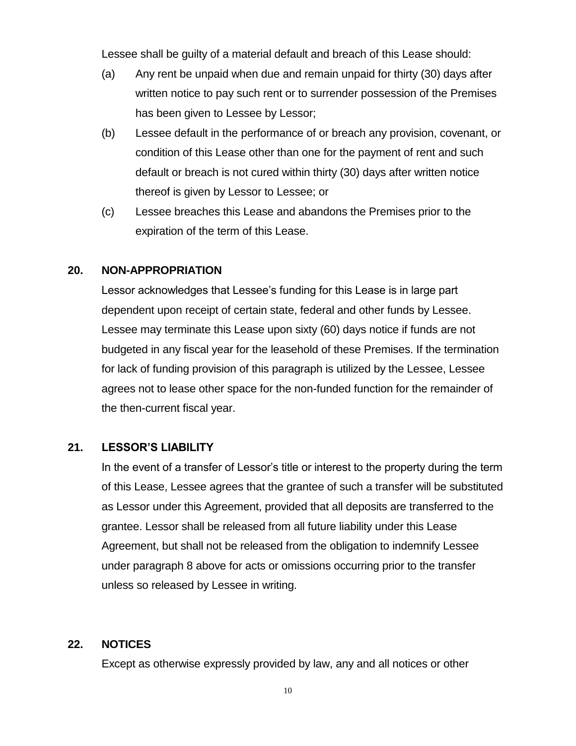Lessee shall be guilty of a material default and breach of this Lease should:

(a) Any rent be unpaid when due and remain unpaid for thirty (30) days after written notice to pay such rent or to surrender possession of the Premises has been given to Lessee by Lessor;

(b) Lessee default in the performance of or breach any provision, covenant, or condition of this Lease other than one for the payment of rent and such default or breach is not cured within thirty (30) days after written notice thereof is given by Lessor to Lessee; or

(c) Lessee breaches this Lease and abandons the Premises prior to the expiration of the term of this Lease.

### 20. NON-APPROPRIATION

Lessor acknowledges that Lessee's funding for this Lease is in large part dependent upon receipt of certain state, federal and other funds by Lessee. Lessee may terminate this Lease upon sixty (60) days notice if funds are not budgeted in any fiscal year for the leasehold of these Premises. If the termination for lack of funding provision of this paragraph is utilized by the Lessee, Lessee agrees not to lease other space for the non-funded function for the remainder of the then-current fiscal year.

### 21. LESSOR'S LIABILITY

In the event of a transfer of Lessor's title or interest to the property during the term of this Lease, Lessee agrees that the grantee of such a transfer will be substituted as Lessor under this Agreement, provided that all deposits are transferred to the grantee. Lessor shall be released from all future liability under this Lease Agreement, but shall not be released from the obligation to indemnify Lessee under paragraph 8 above for acts or omissions occurring prior to the transfer unless so released by Lessee in writing.

### 22. NOTICES

Except as otherwise expressly provided by law, any and all notices or other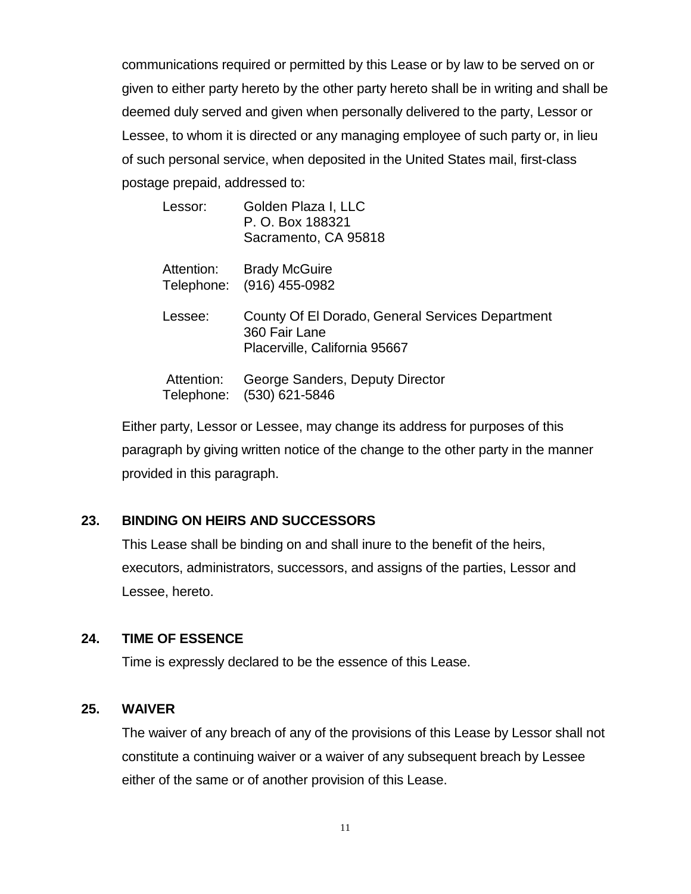communications required or permitted by this Lease or by law to be served on or given to either party hereto by the other party hereto shall be in writing and shall be deemed duly served and given when personally delivered to the party, Lessor or Lessee, to whom it is directed or any managing employee of such party or, in lieu of such personal service, when deposited in the United States mail, first-class postage prepaid, addressed to:

Lessor: Golden Plaza I, LLC
P. O. Box 188321
Sacramento, CA 95818

Attention: Brady McGuire
Telephone: (916) 455-0982

Lessee: County Of El Dorado, General Services Department
360 Fair Lane
Placerville, California 95667

Attention: George Sanders, Deputy Director
Telephone: (530) 621-5846

Either party, Lessor or Lessee, may change its address for purposes of this paragraph by giving written notice of the change to the other party in the manner provided in this paragraph.

**23. BINDING ON HEIRS AND SUCCESSORS**

This Lease shall be binding on and shall inure to the benefit of the heirs, executors, administrators, successors, and assigns of the parties, Lessor and Lessee, hereto.

**24. TIME OF ESSENCE**

Time is expressly declared to be the essence of this Lease.

**25. WAIVER**

The waiver of any breach of any of the provisions of this Lease by Lessor shall not constitute a continuing waiver or a waiver of any subsequent breach by Lessee either of the same or of another provision of this Lease.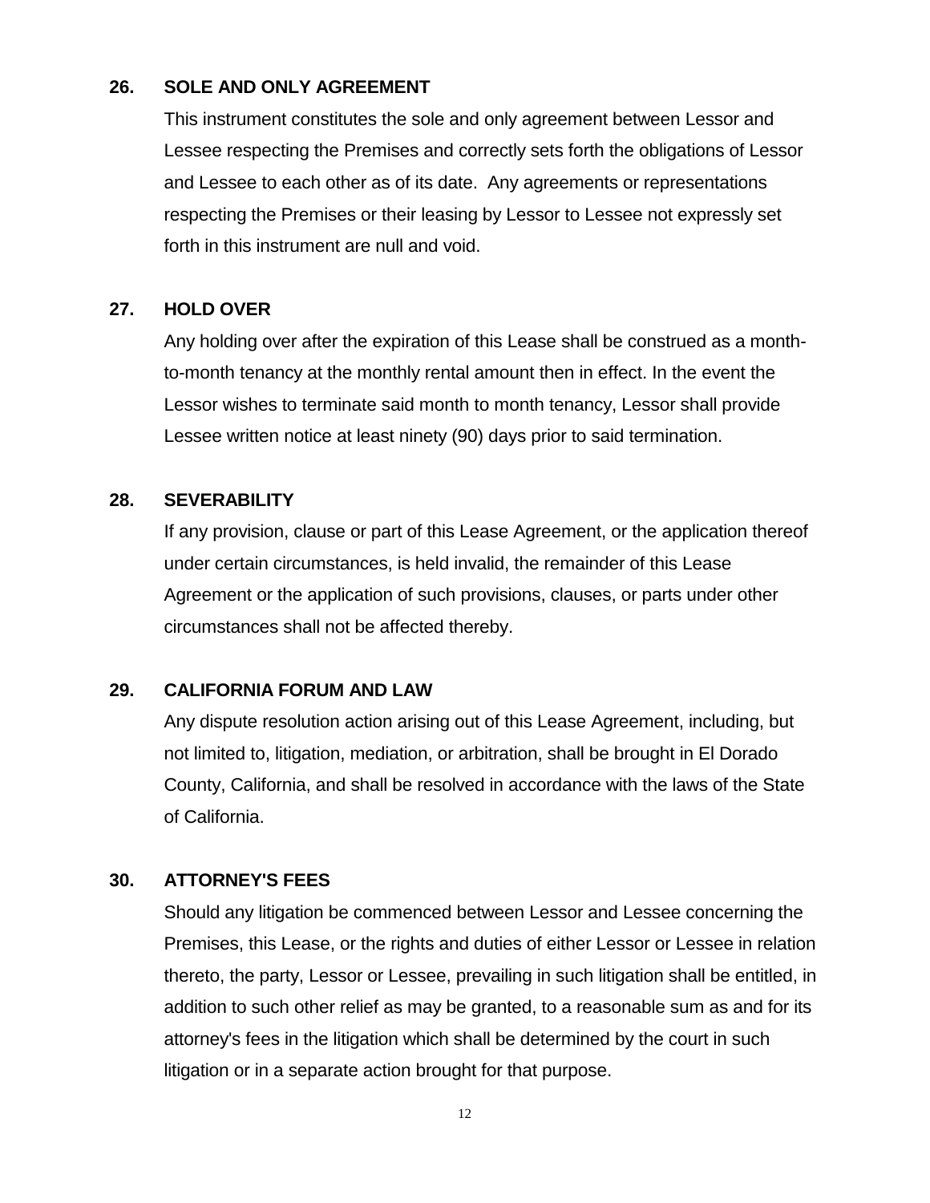## 26. SOLE AND ONLY AGREEMENT

This instrument constitutes the sole and only agreement between Lessor and Lessee respecting the Premises and correctly sets forth the obligations of Lessor and Lessee to each other as of its date. Any agreements or representations respecting the Premises or their leasing by Lessor to Lessee not expressly set forth in this instrument are null and void.

## 27. HOLD OVER

Any holding over after the expiration of this Lease shall be construed as a month-to-month tenancy at the monthly rental amount then in effect. In the event the Lessor wishes to terminate said month to month tenancy, Lessor shall provide Lessee written notice at least ninety (90) days prior to said termination.

## 28. SEVERABILITY

If any provision, clause or part of this Lease Agreement, or the application thereof under certain circumstances, is held invalid, the remainder of this Lease Agreement or the application of such provisions, clauses, or parts under other circumstances shall not be affected thereby.

## 29. CALIFORNIA FORUM AND LAW

Any dispute resolution action arising out of this Lease Agreement, including, but not limited to, litigation, mediation, or arbitration, shall be brought in El Dorado County, California, and shall be resolved in accordance with the laws of the State of California.

## 30. ATTORNEY'S FEES

Should any litigation be commenced between Lessor and Lessee concerning the Premises, this Lease, or the rights and duties of either Lessor or Lessee in relation thereto, the party, Lessor or Lessee, prevailing in such litigation shall be entitled, in addition to such other relief as may be granted, to a reasonable sum as and for its attorney's fees in the litigation which shall be determined by the court in such litigation or in a separate action brought for that purpose.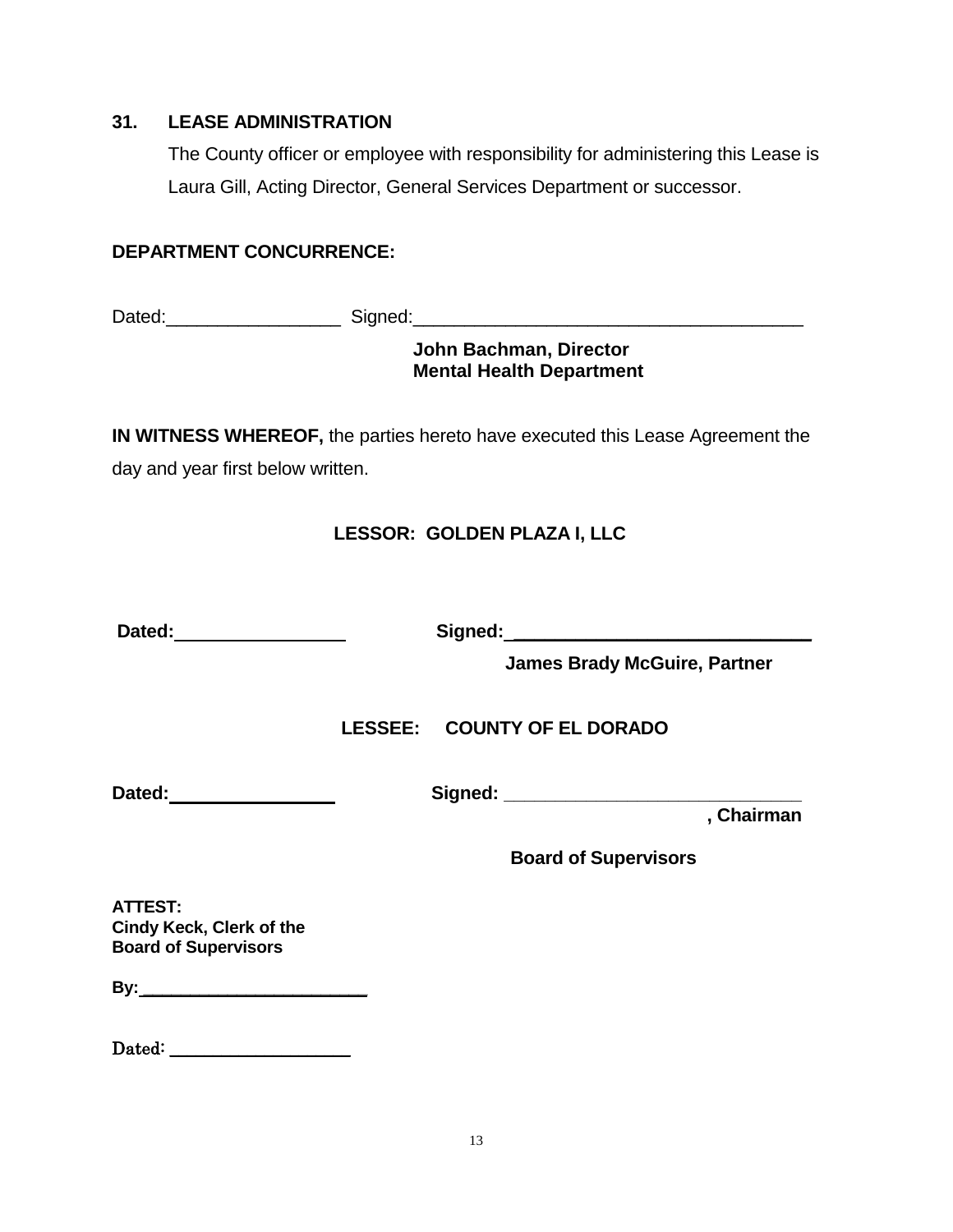**31. LEASE ADMINISTRATION**

The County officer or employee with responsibility for administering this Lease is Laura Gill, Acting Director, General Services Department or successor.

**DEPARTMENT CONCURRENCE:**

Dated:_________________ Signed:_______________________________________

**John Bachman, Director**
**Mental Health Department**

**IN WITNESS WHEREOF,** the parties hereto have executed this Lease Agreement the day and year first below written.

**LESSOR: GOLDEN PLAZA I, LLC**

**Dated:**_________________ **Signed:**_______________________________

**James Brady McGuire, Partner**

**LESSEE: COUNTY OF EL DORADO**

**Dated:**_________________ **Signed:** _____________________________

**, Chairman**

**Board of Supervisors**

**ATTEST:**
**Cindy Keck, Clerk of the**
**Board of Supervisors**

**By:**_________________________

Dated: ___________________